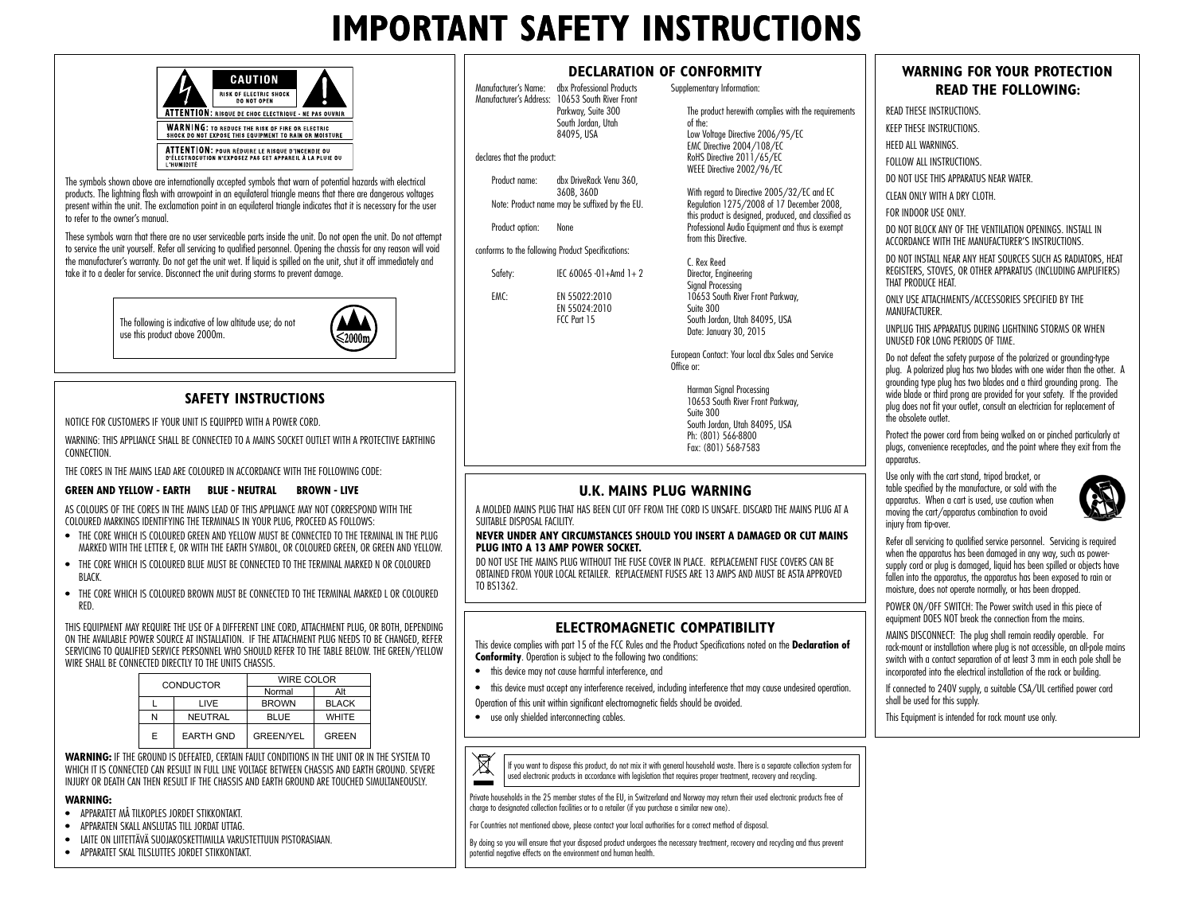# IMPORTANT SAFETY INSTRUCTIONS

CAUTION
RISK OF ELECTRIC SHOCK DO NOT OPEN

ATTENTION: RISQUE DE CHOC ELECTRIQUE - NE PAS OUVRIR

WARNING: TO REDUCE THE RISK OF FIRE OR ELECTRIC SHOCK DO NOT EXPOSE THIS EQUIPMENT TO RAIN OR MOISTURE

ATTENTION: POUR RÉDUIRE LE RISQUE D'INCENDIE OU D'ÉLECTROCUTION N'EXPOSEZ PAS CET APPAREIL À LA PLUIE OU L'HUMIDITÉ

The symbols shown above are internationally accepted symbols that warn of potential hazards with electrical products. The lightning flash with arrowpoint in an equilateral triangle means that there are dangerous voltages present within the unit. The exclamation point in an equilateral triangle indicates that it is necessary for the user to refer to the owner's manual.

These symbols warn that there are no user serviceable parts inside the unit. Do not open the unit. Do not attempt to service the unit yourself. Refer all servicing to qualified personnel. Opening the chassis for any reason will void the manufacturer's warranty. Do not get the unit wet. If liquid is spilled on the unit, shut it off immediately and take it to a dealer for service. Disconnect the unit during storms to prevent damage.

The following is indicative of low altitude use; do not use this product above 2000m.

≤2000m

## SAFETY INSTRUCTIONS

NOTICE FOR CUSTOMERS IF YOUR UNIT IS EQUIPPED WITH A POWER CORD.

WARNING: THIS APPLIANCE SHALL BE CONNECTED TO A MAINS SOCKET OUTLET WITH A PROTECTIVE EARTHING CONNECTION.

THE CORES IN THE MAINS LEAD ARE COLOURED IN ACCORDANCE WITH THE FOLLOWING CODE:

**GREEN AND YELLOW - EARTH BLUE - NEUTRAL BROWN - LIVE**

AS COLOURS OF THE CORES IN THE MAINS LEAD OF THIS APPLIANCE MAY NOT CORRESPOND WITH THE COLOURED MARKINGS IDENTIFYING THE TERMINALS IN YOUR PLUG, PROCEED AS FOLLOWS:

- THE CORE WHICH IS COLOURED GREEN AND YELLOW MUST BE CONNECTED TO THE TERMINAL IN THE PLUG MARKED WITH THE LETTER E, OR WITH THE EARTH SYMBOL, OR COLOURED GREEN, OR GREEN AND YELLOW.
- THE CORE WHICH IS COLOURED BLUE MUST BE CONNECTED TO THE TERMINAL MARKED N OR COLOURED BLACK.
- THE CORE WHICH IS COLOURED BROWN MUST BE CONNECTED TO THE TERMINAL MARKED L OR COLOURED RED.

THIS EQUIPMENT MAY REQUIRE THE USE OF A DIFFERENT LINE CORD, ATTACHMENT PLUG, OR BOTH, DEPENDING ON THE AVAILABLE POWER SOURCE AT INSTALLATION. IF THE ATTACHMENT PLUG NEEDS TO BE CHANGED, REFER SERVICING TO QUALIFIED SERVICE PERSONNEL WHO SHOULD REFER TO THE TABLE BELOW. THE GREEN/YELLOW WIRE SHALL BE CONNECTED DIRECTLY TO THE UNITS CHASSIS.

| CONDUCTOR | | WIRE COLOR | |
|---|---|---|---|
| | | Normal | Alt |
| L | LIVE | BROWN | BLACK |
| N | NEUTRAL | BLUE | WHITE |
| E | EARTH GND | GREEN/YEL | GREEN |

**WARNING:** IF THE GROUND IS DEFEATED, CERTAIN FAULT CONDITIONS IN THE UNIT OR IN THE SYSTEM TO WHICH IT IS CONNECTED CAN RESULT IN FULL LINE VOLTAGE BETWEEN CHASSIS AND EARTH GROUND. SEVERE INJURY OR DEATH CAN THEN RESULT IF THE CHASSIS AND EARTH GROUND ARE TOUCHED SIMULTANEOUSLY.

**WARNING:**

- APPARATET MÅ TILKOPLES JORDET STIKKONTAKT.
- APPARATEN SKALL ANSLUTAS TILL JORDAT UTTAG.
- LAITE ON LIITETTÄVÄ SUOJAKOSKETTIMILLA VARUSTETTUUN PISTORASIAAN.
- APPARATET SKAL TILSLUTTES JORDET STIKKONTAKT.

## DECLARATION OF CONFORMITY

Manufacturer's Name: dbx Professional Products
Manufacturer's Address: 10653 South River Front Parkway, Suite 300 South Jordan, Utah 84095, USA

declares that the product:

Product name: dbx DriveRack Venu 360, 360B, 360D
Note: Product name may be suffixed by the EU.

Product option: None

conforms to the following Product Specifications:

Safety: IEC 60065 -01+Amd 1+ 2

EMC: EN 55022:2010
EN 55024:2010
FCC Part 15

Supplementary Information:

The product herewith complies with the requirements of the:
Low Voltage Directive 2006/95/EC
EMC Directive 2004/108/EC
RoHS Directive 2011/65/EC
WEEE Directive 2002/96/EC

With regard to Directive 2005/32/EC and EC Regulation 1275/2008 of 17 December 2008, this product is designed, produced, and classified as Professional Audio Equipment and thus is exempt from this Directive.

C. Rex Reed
Director, Engineering
Signal Processing
10653 South River Front Parkway,
Suite 300
South Jordan, Utah 84095, USA
Date: January 30, 2015

European Contact: Your local dbx Sales and Service Office or:

Harman Signal Processing
10653 South River Front Parkway,
Suite 300
South Jordan, Utah 84095, USA
Ph: (801) 566-8800
Fax: (801) 568-7583

## U.K. MAINS PLUG WARNING

A MOLDED MAINS PLUG THAT HAS BEEN CUT OFF FROM THE CORD IS UNSAFE. DISCARD THE MAINS PLUG AT A SUITABLE DISPOSAL FACILITY.

**NEVER UNDER ANY CIRCUMSTANCES SHOULD YOU INSERT A DAMAGED OR CUT MAINS PLUG INTO A 13 AMP POWER SOCKET.**

DO NOT USE THE MAINS PLUG WITHOUT THE FUSE COVER IN PLACE. REPLACEMENT FUSE COVERS CAN BE OBTAINED FROM YOUR LOCAL RETAILER. REPLACEMENT FUSES ARE 13 AMPS AND MUST BE ASTA APPROVED TO BS1362.

## ELECTROMAGNETIC COMPATIBILITY

This device complies with part 15 of the FCC Rules and the Product Specifications noted on the **Declaration of Conformity**. Operation is subject to the following two conditions:

- this device may not cause harmful interference, and
- this device must accept any interference received, including interference that may cause undesired operation.

Operation of this unit within significant electromagnetic fields should be avoided.

- use only shielded interconnecting cables.

If you want to dispose this product, do not mix it with general household waste. There is a separate collection system for used electronic products in accordance with legislation that requires proper treatment, recovery and recycling.

Private households in the 25 member states of the EU, in Switzerland and Norway may return their used electronic products free of charge to designated collection facilities or to a retailer (if you purchase a similar new one).

For Countries not mentioned above, please contact your local authorities for a correct method of disposal.

By doing so you will ensure that your disposed product undergoes the necessary treatment, recovery and recycling and thus prevent potential negative effects on the environment and human health.

## WARNING FOR YOUR PROTECTION READ THE FOLLOWING:

READ THESE INSTRUCTIONS.

KEEP THESE INSTRUCTIONS.

HEED ALL WARNINGS.

FOLLOW ALL INSTRUCTIONS.

DO NOT USE THIS APPARATUS NEAR WATER.

CLEAN ONLY WITH A DRY CLOTH.

FOR INDOOR USE ONLY.

DO NOT BLOCK ANY OF THE VENTILATION OPENINGS. INSTALL IN ACCORDANCE WITH THE MANUFACTURER'S INSTRUCTIONS.

DO NOT INSTALL NEAR ANY HEAT SOURCES SUCH AS RADIATORS, HEAT REGISTERS, STOVES, OR OTHER APPARATUS (INCLUDING AMPLIFIERS) THAT PRODUCE HEAT.

ONLY USE ATTACHMENTS/ACCESSORIES SPECIFIED BY THE MANUFACTURER.

UNPLUG THIS APPARATUS DURING LIGHTNING STORMS OR WHEN UNUSED FOR LONG PERIODS OF TIME.

Do not defeat the safety purpose of the polarized or grounding-type plug. A polarized plug has two blades with one wider than the other. A grounding type plug has two blades and a third grounding prong. The wide blade or third prong are provided for your safety. If the provided plug does not fit your outlet, consult an electrician for replacement of the obsolete outlet.

Protect the power cord from being walked on or pinched particularly at plugs, convenience receptacles, and the point where they exit from the apparatus.

Use only with the cart stand, tripod bracket, or table specified by the manufacture, or sold with the apparatus. When a cart is used, use caution when moving the cart/apparatus combination to avoid injury from tip-over.

Refer all servicing to qualified service personnel. Servicing is required when the apparatus has been damaged in any way, such as power-supply cord or plug is damaged, liquid has been spilled or objects have fallen into the apparatus, the apparatus has been exposed to rain or moisture, does not operate normally, or has been dropped.

POWER ON/OFF SWITCH: The Power switch used in this piece of equipment DOES NOT break the connection from the mains.

MAINS DISCONNECT: The plug shall remain readily operable. For rack-mount or installation where plug is not accessible, an all-pole mains switch with a contact separation of at least 3 mm in each pole shall be incorporated into the electrical installation of the rack or building.

If connected to 240V supply, a suitable CSA/UL certified power cord shall be used for this supply.

This Equipment is intended for rack mount use only.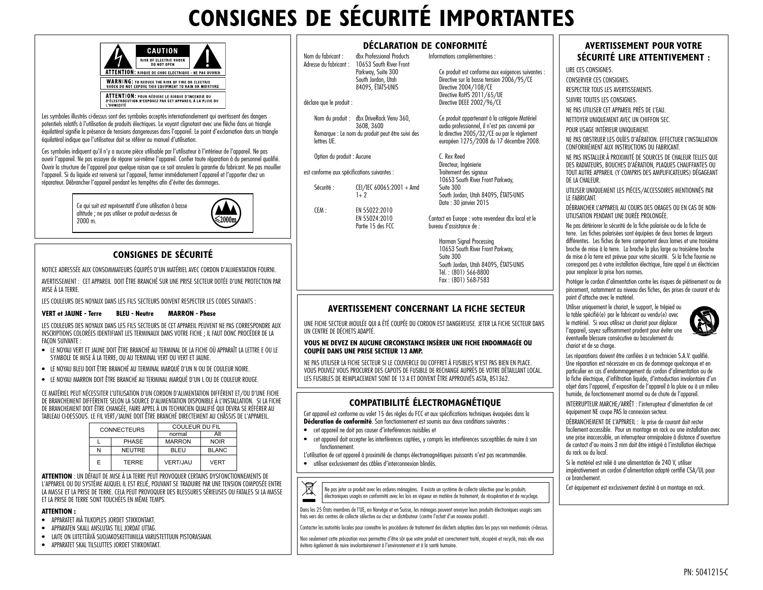# CONSIGNES DE SÉCURITÉ IMPORTANTES

CAUTION
RISK OF ELECTRIC SHOCK DO NOT OPEN

ATTENTION: RISQUE DE CHOC ELECTRIQUE - NE PAS OUVRIR

WARNING: TO REDUCE THE RISK OF FIRE OR ELECTRIC SHOCK DO NOT EXPOSE THIS EQUIPMENT TO RAIN OR MOISTURE

ATTENTION: POUR RÉDUIRE LE RISQUE D'INCENDIE OU D'ÉLECTROCUTION N'EXPOSEZ PAS CET APPAREIL À LA PLUIE OU L'HUMIDITÉ

Les symboles illustrés ci-dessus sont des symboles acceptés internationalement qui avertissent des dangers potentiels relatifs à l'utilisation de produits électriques. Le voyant clignotant avec une flèche dans un triangle équilatéral signifie la présence de tensions dangereuses dans l'appareil. Le point d'exclamation dans un triangle équilatéral indique que l'utilisateur doit se référer au manuel d'utilisation.

Ces symboles indiquent qu'il n'y a aucune pièce utilisable par l'utilisateur à l'intérieur de l'appareil. Ne pas ouvrir l'appareil. Ne pas essayer de réparer soi-même l'appareil. Confier toute réparation à du personnel qualifié. Ouvrir la structure de l'appareil pour quelque raison que ce soit annulera la garantie du fabricant. Ne pas mouiller l'appareil. Si du liquide est renversé sur l'appareil, fermer immédiatement l'appareil et l'apporter chez un réparateur. Débrancher l'appareil pendant les tempêtes afin d'éviter des dommages.

Ce qui suit est représentatif d'une utilisation à basse altitude ; ne pas utiliser ce produit au-dessus de 2000 m.

≤2000m

## CONSIGNES DE SÉCURITÉ

NOTICE ADRESSÉE AUX CONSOMMATEURS ÉQUIPÉS D'UN MATÉRIEL AVEC CORDON D'ALIMENTATION FOURNI.

AVERTISSEMENT : CET APPAREIL DOIT ÊTRE BRANCHÉ SUR UNE PRISE SECTEUR DOTÉE D'UNE PROTECTION PAR MISE À LA TERRE.

LES COULEURS DES NOYAUX DANS LES FILS SECTEURS DOIVENT RESPECTER LES CODES SUIVANTS :

**VERT et JAUNE - Terre BLEU - Neutre MARRON - Phase**

LES COULEURS DES NOYAUX DANS LES FILS SECTEURS DE CET APPAREIL PEUVENT NE PAS CORRESPONDRE AUX INSCRIPTIONS COLORÉES IDENTIFIANT LES TERMINAUX DANS VOTRE FICHE ; IL FAUT DONC PROCÉDER DE LA FAÇON SUIVANTE :

- LE NOYAU VERT ET JAUNE DOIT ÊTRE BRANCHÉ AU TERMINAL DE LA FICHE OÙ APPARAÎT LA LETTRE E OU LE SYMBOLE DE MISE À LA TERRE, OU AU TERMINAL VERT OU VERT ET JAUNE.
- LE NOYAU BLEU DOIT ÊTRE BRANCHÉ AU TERMINAL MARQUÉ D'UN N OU DE COULEUR NOIRE.
- LE NOYAU MARRON DOIT ÊTRE BRANCHÉ AU TERMINAL MARQUÉ D'UN L OU DE COULEUR ROUGE.

CE MATÉRIEL PEUT NÉCESSITER L'UTILISATION D'UN CORDON D'ALIMENTATION DIFFÉRENT ET/OU D'UNE FICHE DE BRANCHEMENT DIFFÉRENTE SELON LA SOURCE D'ALIMENTATION DISPONIBLE À L'INSTALLATION. SI LA FICHE DE BRANCHEMENT DOIT ÊTRE CHANGÉE, FAIRE APPEL À UN TECHNICIEN QUALIFIÉ QUI DEVRA SE RÉFÉRER AU TABLEAU CI-DESSOUS. LE FIL VERT/JAUNE DOIT ÊTRE BRANCHÉ DIRECTEMENT AU CHÂSSIS DE L'APPAREIL.

| CONNECTEURS | | COULEUR DU FIL | |
|---|---|---|---|
| | | normal | Alt |
| L | PHASE | MARRON | NOIR |
| N | NEUTRE | BLEU | BLANC |
| E | TERRE | VERT/JAU | VERT |

**ATTENTION** : UN DÉFAUT DE MISE À LA TERRE PEUT PROVOQUER CERTAINS DYSFONCTIONNEMENTS DE L'APPAREIL OU DU SYSTÈME AUQUEL IL EST RELIÉ, POUVANT SE TRADUIRE PAR UNE TENSION COMPOSÉE ENTRE LA MASSE ET LA PRISE DE TERRE. CELA PEUT PROVOQUER DES BLESSURES SÉRIEUSES OU FATALES SI LA MASSE ET LA PRISE DE TERRE SONT TOUCHÉES EN MÊME TEMPS.

**ATTENTION :**
- APPARATET MÅ TILKOPLES JORDET STIKKONTAKT.
- APPARATEN SKALL ANSLUTAS TILL JORDAT UTTAG.
- LAITE ON LIITETTÄVÄ SUOJAKOSKETTIMILLA VARUSTETTUUN PISTORASIAAN.
- APPARATET SKAL TILSLUTTES JORDET STIKKONTAKT.

## DÉCLARATION DE CONFORMITÉ

Nom du fabricant : dbx Professional Products
Adresse du fabricant : 10653 South River Front Parkway, Suite 300 South Jordan, Utah 84095, ÉTATS-UNIS

déclare que le produit :

Nom du produit : dbx DriveRack Venu 360, 360B, 360D
Remarque : Le nom du produit peut être suivi des lettres UE.

Option du produit : Aucune

est conforme aux spécifications suivantes :

Sécurité : CEI/IEC 60065:2001 + Amd 1+ 2

CEM : EN 55022:2010
EN 55024:2010
Partie 15 des FCC

Informations complémentaires :

Ce produit est conforme aux exigences suivantes :
Directive sur la basse tension 2006/95/CE
Directive 2004/108/CE
Directive RoHS 2011/65/UE
Directive DEEE 2002/96/CE

Ce produit appartenant à la catégorie Matériel audio professionnel, il n'est pas concerné par la directive 2005/32/CE ou par le règlement européen 1275/2008 du 17 décembre 2008.

C. Rex Reed
Directeur, Ingénierie
Traitement des signaux
10653 South River Front Parkway, Suite 300
South Jordan, Utah 84095, ÉTATS-UNIS
Date : 30 janvier 2015

Contact en Europe : votre revendeur dbx local et le bureau d'assistance de :

Harman Signal Processing
10653 South River Front Parkway, Suite 300
South Jordan, Utah 84095, ÉTATS-UNIS
Tél. : (801) 566-8800
Fax : (801) 568-7583

## AVERTISSEMENT CONCERNANT LA FICHE SECTEUR

UNE FICHE SECTEUR MOULÉE QUI A ÉTÉ COUPÉE DU CORDON EST DANGEREUSE. JETER LA FICHE SECTEUR DANS UN CENTRE DE DÉCHETS ADAPTÉ.

**VOUS NE DEVEZ EN AUCUNE CIRCONSTANCE INSÉRER UNE FICHE ENDOMMAGÉE OU COUPÉE DANS UNE PRISE SECTEUR 13 AMP.**

NE PAS UTILISER LA FICHE SECTEUR SI LE COUVERCLE DU COFFRET À FUSIBLES N'EST PAS BIEN EN PLACE. VOUS POUVEZ VOUS PROCURER DES CAPOTS DE FUSIBLE DE RECHANGE AUPRÈS DE VOTRE DÉTAILLANT LOCAL. LES FUSIBLES DE REMPLACEMENT SONT DE 13 A ET DOIVENT ÊTRE APPROUVÉS ASTA, BS1362.

## COMPATIBILITÉ ÉLECTROMAGNÉTIQUE

Cet appareil est conforme au volet 15 des règles du FCC et aux spécifications techniques évoquées dans la **Déclaration de conformité**. Son fonctionnement est soumis aux deux conditions suivantes :

- cet appareil ne doit pas causer d'interférences nuisibles et
- cet appareil doit accepter les interférences captées, y compris les interférences susceptibles de nuire à son fonctionnement.

L'utilisation de cet appareil à proximité de champs électromagnétiques puissants n'est pas recommandée.

- utiliser exclusivement des câbles d'interconnexion blindés.

Ne pas jeter ce produit avec les ordures ménagères. Il existe un système de collecte sélective pour les produits électroniques usagés en conformité avec les lois en vigueur en matière de traitement, de récupération et de recyclage.

Dans les 25 États membres de l'UE, en Norvège et en Suisse, les ménages peuvent envoyer leurs produits électroniques usagés sans frais vers des centres de collecte sélective ou chez un distributeur (contre l'achat d'un nouveau produit).

Contacter les autorités locales pour connaître les procédures de traitement des déchets adaptées dans les pays non mentionnés ci-dessus.

Non seulement cette précaution vous permettra d'être sûr que votre produit est correctement traité, récupéré et recyclé, mais elle vous évitera également de nuire involontairement à l'environnement et à la santé humaine.

## AVERTISSEMENT POUR VOTRE SÉCURITÉ LIRE ATTENTIVEMENT :

LIRE CES CONSIGNES.

CONSERVER CES CONSIGNES.

RESPECTER TOUS LES AVERTISSEMENTS.

SUIVRE TOUTES LES CONSIGNES.

NE PAS UTILISER CET APPAREIL PRÈS DE L'EAU.

NETTOYER UNIQUEMENT AVEC UN CHIFFON SEC.

POUR USAGE INTÉRIEUR UNIQUEMENT.

NE PAS OBSTRUER LES OUÏES D'AÉRATION. EFFECTUER L'INSTALLATION CONFORMÉMENT AUX INSTRUCTIONS DU FABRICANT.

NE PAS INSTALLER À PROXIMITÉ DE SOURCES DE CHALEUR TELLES QUE DES RADIATEURS, BOUCHES D'AÉRATION, PLAQUES CHAUFFANTES OU TOUT AUTRE APPAREIL (Y COMPRIS DES AMPLIFICATEURS) DÉGAGEANT DE LA CHALEUR.

UTILISER UNIQUEMENT LES PIÈCES/ACCESSOIRES MENTIONNÉS PAR LE FABRICANT.

DÉBRANCHER L'APPAREIL AU COURS DES ORAGES OU EN CAS DE NON-UTILISATION PENDANT UNE DURÉE PROLONGÉE.

Ne pas détériorer la sécurité de la fiche polarisée ou de la fiche de terre. Les fiches polarisées sont équipées de deux bornes de largeurs différentes. Les fiches de terre comportent deux lames et une troisième broche de mise à la terre. La broche la plus large ou troisième broche de mise à la terre est prévue pour votre sécurité. Si la fiche fournie ne correspond pas à votre installation électrique, faire appel à un électricien pour remplacer la prise hors normes.

Protéger le cordon d'alimentation contre les risques de piétinement ou de pincement, notamment au niveau des fiches, des prises de courant et du point d'attache avec le matériel.

Utiliser uniquement le chariot, le support, le trépied ou la table spécifié(e) par le fabricant ou vendu(e) avec le matériel. Si vous utilisez un chariot pour déplacer l'appareil, soyez suffisamment prudent pour éviter une éventuelle blessure consécutive au basculement du chariot et de sa charge.

Les réparations doivent être confiées à un technicien S.A.V. qualifié. Une réparation est nécessaire en cas de dommage quelconque et en particulier en cas d'endommagement du cordon d'alimentation ou de la fiche électrique, d'infiltration liquide, d'introduction involontaire d'un objet dans l'appareil, d'exposition de l'appareil à la pluie ou à un milieu humide, de fonctionnement anormal ou de chute de l'appareil.

INTERRUPTEUR MARCHE/ARRÊT : l'interrupteur d'alimentation de cet équipement NE coupe PAS la connexion secteur.

DÉBRANCHEMENT DE L'APPAREIL : la prise de courant doit rester facilement accessible. Pour un montage en rack ou une installation avec une prise inaccessible, un interrupteur omnipolaire à distance d'ouverture de contact d'au moins 3 mm doit être intégré à l'installation électrique du rack ou du local.

Si le matériel est relié à une alimentation de 240 V, utiliser impérativement un cordon d'alimentation adapté certifié CSA/UL pour ce branchement.

Cet équipement est exclusivement destiné à un montage en rack.

PN: 5041215-C